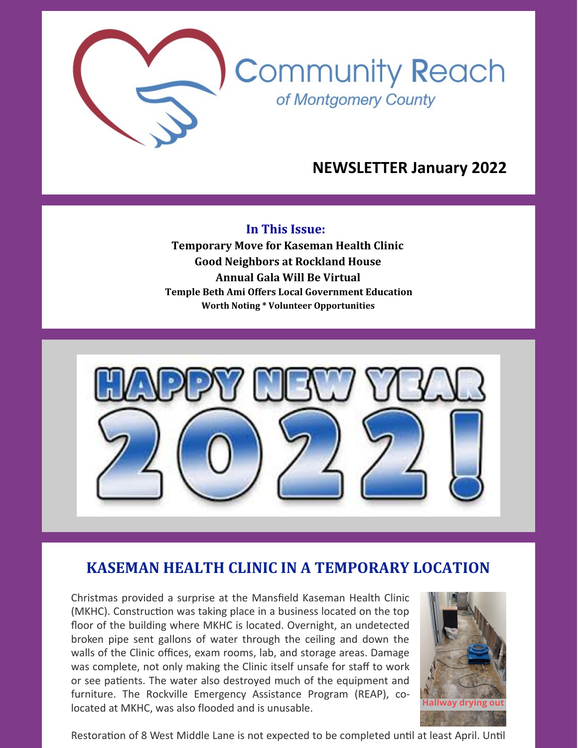# Community Reach

*of Montgomery County*

## NEWSLETTER January 2022

**In This Issue:**

**Temporary Move for Kaseman Health Clinic**
**Good Neighbors at Rockland House**
**Annual Gala Will Be Virtual**
**Temple Beth Ami Offers Local Government Education**
**Worth Noting * Volunteer Opportunities**

HAPPY NEW YEAR 2022!

## KASEMAN HEALTH CLINIC IN A TEMPORARY LOCATION

Christmas provided a surprise at the Mansfield Kaseman Health Clinic (MKHC). Construction was taking place in a business located on the top floor of the building where MKHC is located. Overnight, an undetected broken pipe sent gallons of water through the ceiling and down the walls of the Clinic offices, exam rooms, lab, and storage areas. Damage was complete, not only making the Clinic itself unsafe for staff to work or see patients. The water also destroyed much of the equipment and furniture. The Rockville Emergency Assistance Program (REAP), co-located at MKHC, was also flooded and is unusable.

Hallway drying out

Restoration of 8 West Middle Lane is not expected to be completed until at least April. Until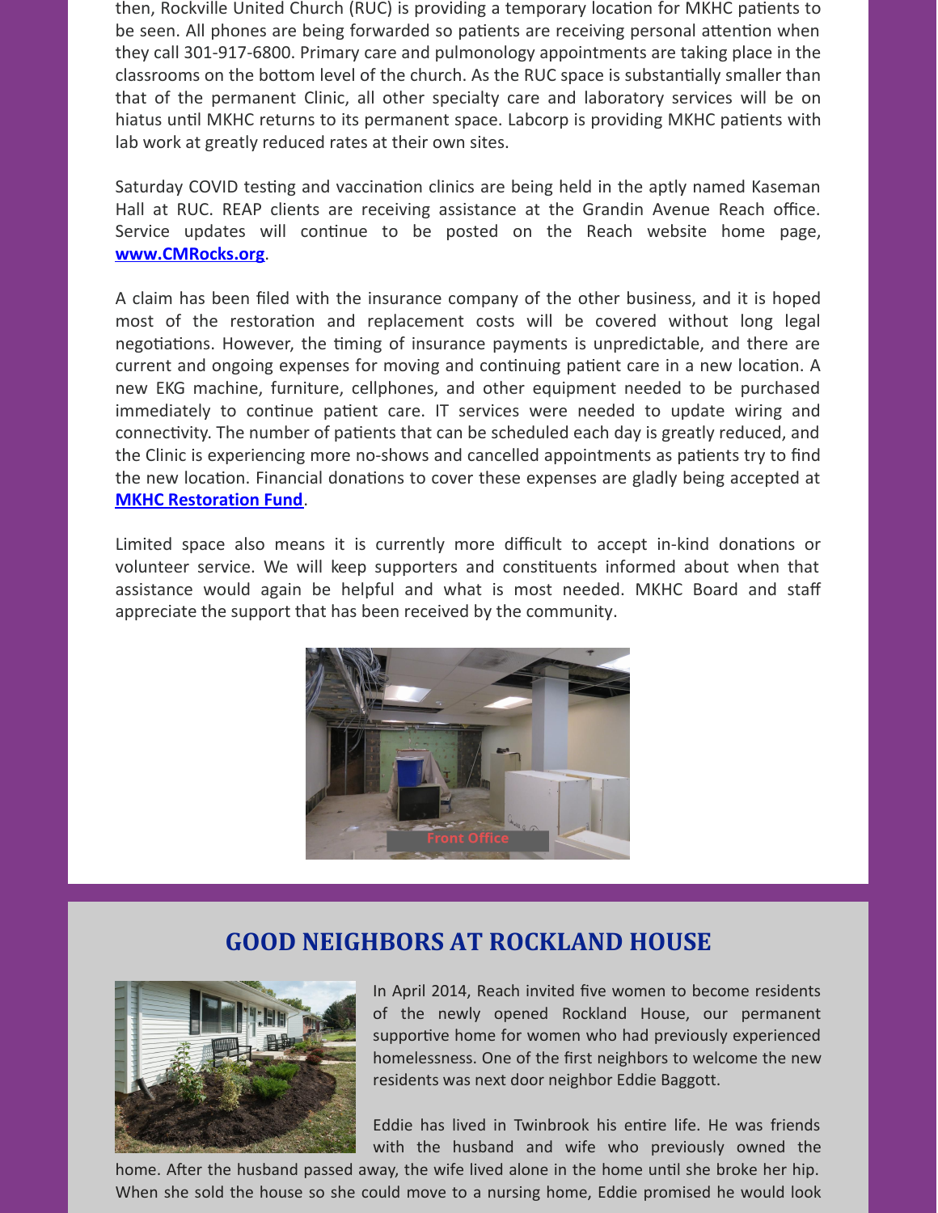then, Rockville United Church (RUC) is providing a temporary location for MKHC patients to be seen. All phones are being forwarded so patients are receiving personal attention when they call 301-917-6800. Primary care and pulmonology appointments are taking place in the classrooms on the bottom level of the church. As the RUC space is substantially smaller than that of the permanent Clinic, all other specialty care and laboratory services will be on hiatus until MKHC returns to its permanent space. Labcorp is providing MKHC patients with lab work at greatly reduced rates at their own sites.

Saturday COVID testing and vaccination clinics are being held in the aptly named Kaseman Hall at RUC. REAP clients are receiving assistance at the Grandin Avenue Reach office. Service updates will continue to be posted on the Reach website home page, **www.CMRocks.org**.

A claim has been filed with the insurance company of the other business, and it is hoped most of the restoration and replacement costs will be covered without long legal negotiations. However, the timing of insurance payments is unpredictable, and there are current and ongoing expenses for moving and continuing patient care in a new location. A new EKG machine, furniture, cellphones, and other equipment needed to be purchased immediately to continue patient care. IT services were needed to update wiring and connectivity. The number of patients that can be scheduled each day is greatly reduced, and the Clinic is experiencing more no-shows and cancelled appointments as patients try to find the new location. Financial donations to cover these expenses are gladly being accepted at **MKHC Restoration Fund**.

Limited space also means it is currently more difficult to accept in-kind donations or volunteer service. We will keep supporters and constituents informed about when that assistance would again be helpful and what is most needed. MKHC Board and staff appreciate the support that has been received by the community.

Front Office

## GOOD NEIGHBORS AT ROCKLAND HOUSE

In April 2014, Reach invited five women to become residents of the newly opened Rockland House, our permanent supportive home for women who had previously experienced homelessness. One of the first neighbors to welcome the new residents was next door neighbor Eddie Baggott.

Eddie has lived in Twinbrook his entire life. He was friends with the husband and wife who previously owned the home. After the husband passed away, the wife lived alone in the home until she broke her hip. When she sold the house so she could move to a nursing home, Eddie promised he would look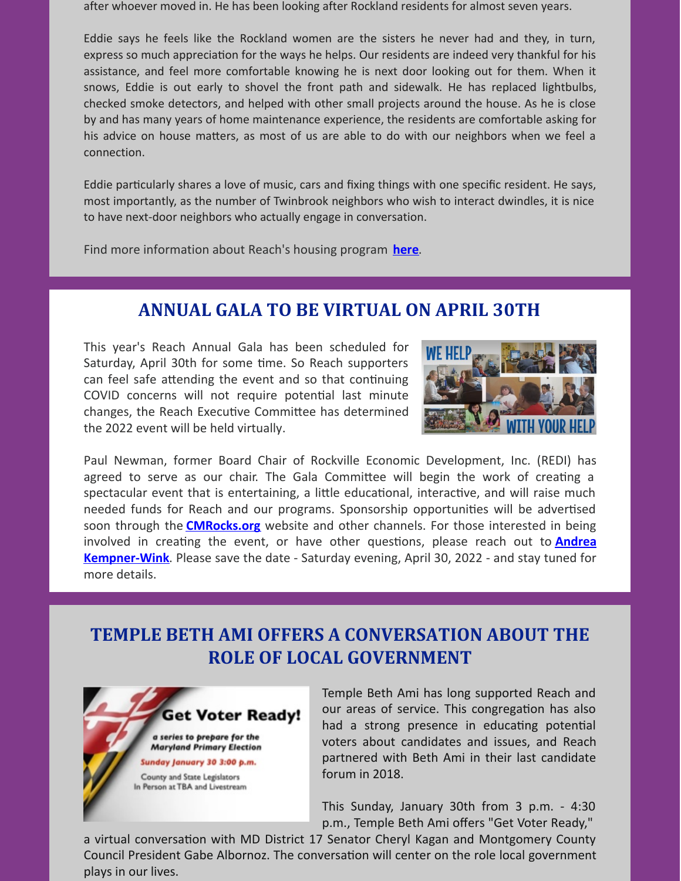after whoever moved in. He has been looking after Rockland residents for almost seven years.

Eddie says he feels like the Rockland women are the sisters he never had and they, in turn, express so much appreciation for the ways he helps. Our residents are indeed very thankful for his assistance, and feel more comfortable knowing he is next door looking out for them. When it snows, Eddie is out early to shovel the front path and sidewalk. He has replaced lightbulbs, checked smoke detectors, and helped with other small projects around the house. As he is close by and has many years of home maintenance experience, the residents are comfortable asking for his advice on house matters, as most of us are able to do with our neighbors when we feel a connection.

Eddie particularly shares a love of music, cars and fixing things with one specific resident. He says, most importantly, as the number of Twinbrook neighbors who wish to interact dwindles, it is nice to have next-door neighbors who actually engage in conversation.

Find more information about Reach's housing program **here**.

## ANNUAL GALA TO BE VIRTUAL ON APRIL 30TH

This year's Reach Annual Gala has been scheduled for Saturday, April 30th for some time. So Reach supporters can feel safe attending the event and so that continuing COVID concerns will not require potential last minute changes, the Reach Executive Committee has determined the 2022 event will be held virtually.

Paul Newman, former Board Chair of Rockville Economic Development, Inc. (REDI) has agreed to serve as our chair. The Gala Committee will begin the work of creating a spectacular event that is entertaining, a little educational, interactive, and will raise much needed funds for Reach and our programs. Sponsorship opportunities will be advertised soon through the **CMRocks.org** website and other channels. For those interested in being involved in creating the event, or have other questions, please reach out to **Andrea Kempner-Wink**. Please save the date - Saturday evening, April 30, 2022 - and stay tuned for more details.

## TEMPLE BETH AMI OFFERS A CONVERSATION ABOUT THE ROLE OF LOCAL GOVERNMENT

Temple Beth Ami has long supported Reach and our areas of service. This congregation has also had a strong presence in educating potential voters about candidates and issues, and Reach partnered with Beth Ami in their last candidate forum in 2018.

This Sunday, January 30th from 3 p.m. - 4:30 p.m., Temple Beth Ami offers "Get Voter Ready," a virtual conversation with MD District 17 Senator Cheryl Kagan and Montgomery County Council President Gabe Albornoz. The conversation will center on the role local government plays in our lives.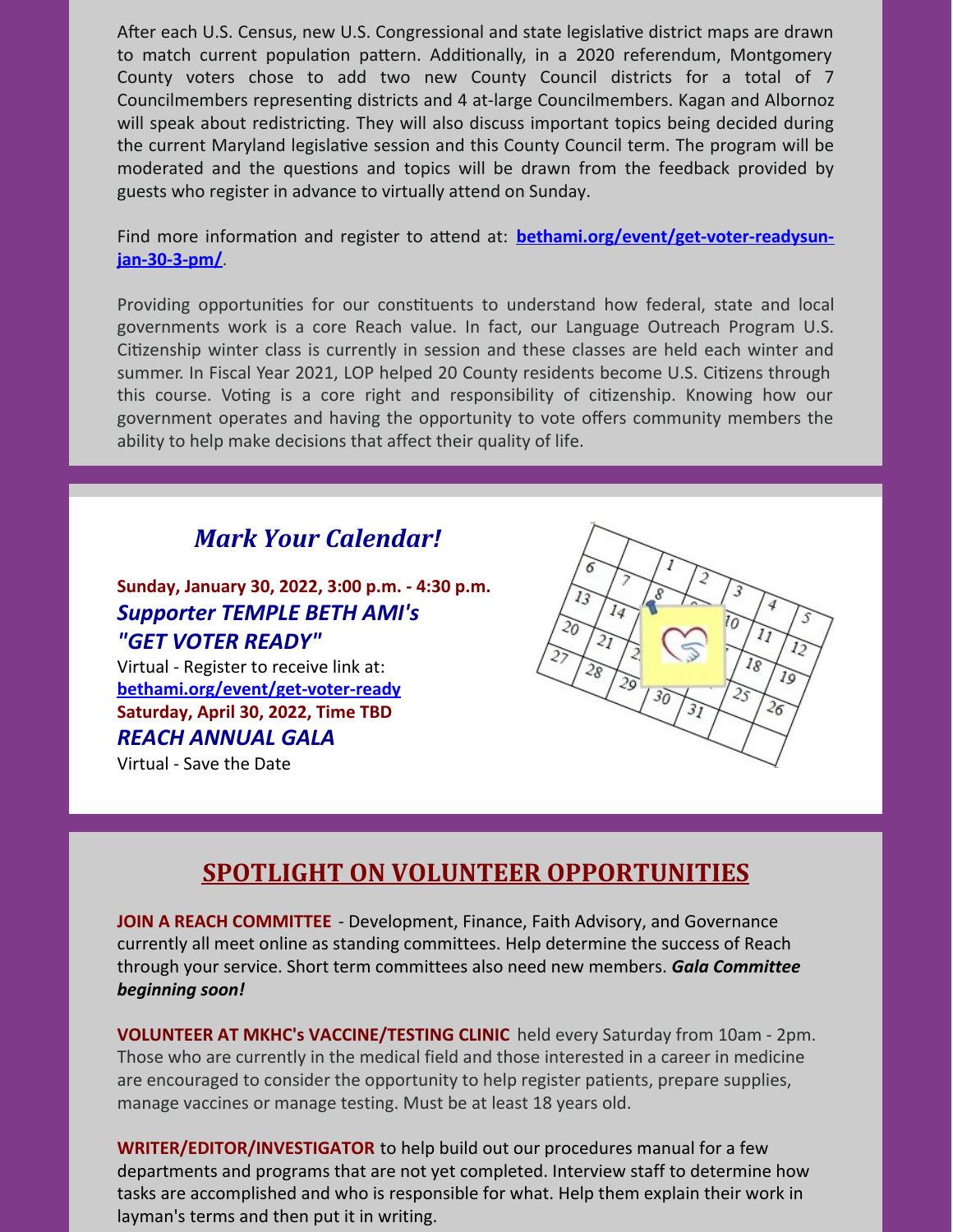After each U.S. Census, new U.S. Congressional and state legislative district maps are drawn to match current population pattern. Additionally, in a 2020 referendum, Montgomery County voters chose to add two new County Council districts for a total of 7 Councilmembers representing districts and 4 at-large Councilmembers. Kagan and Albornoz will speak about redistricting. They will also discuss important topics being decided during the current Maryland legislative session and this County Council term. The program will be moderated and the questions and topics will be drawn from the feedback provided by guests who register in advance to virtually attend on Sunday.

Find more information and register to attend at: **bethami.org/event/get-voter-readysun-jan-30-3-pm/**.

Providing opportunities for our constituents to understand how federal, state and local governments work is a core Reach value. In fact, our Language Outreach Program U.S. Citizenship winter class is currently in session and these classes are held each winter and summer. In Fiscal Year 2021, LOP helped 20 County residents become U.S. Citizens through this course. Voting is a core right and responsibility of citizenship. Knowing how our government operates and having the opportunity to vote offers community members the ability to help make decisions that affect their quality of life.

## *Mark Your Calendar!*

**Sunday, January 30, 2022, 3:00 p.m. - 4:30 p.m.**
***Supporter TEMPLE BETH AMI's "GET VOTER READY"***
Virtual - Register to receive link at: **bethami.org/event/get-voter-ready**

**Saturday, April 30, 2022, Time TBD**
***REACH ANNUAL GALA***
Virtual - Save the Date

## SPOTLIGHT ON VOLUNTEER OPPORTUNITIES

**JOIN A REACH COMMITTEE** - Development, Finance, Faith Advisory, and Governance currently all meet online as standing committees. Help determine the success of Reach through your service. Short term committees also need new members. ***Gala Committee beginning soon!***

**VOLUNTEER AT MKHC's VACCINE/TESTING CLINIC** held every Saturday from 10am - 2pm. Those who are currently in the medical field and those interested in a career in medicine are encouraged to consider the opportunity to help register patients, prepare supplies, manage vaccines or manage testing. Must be at least 18 years old.

**WRITER/EDITOR/INVESTIGATOR** to help build out our procedures manual for a few departments and programs that are not yet completed. Interview staff to determine how tasks are accomplished and who is responsible for what. Help them explain their work in layman's terms and then put it in writing.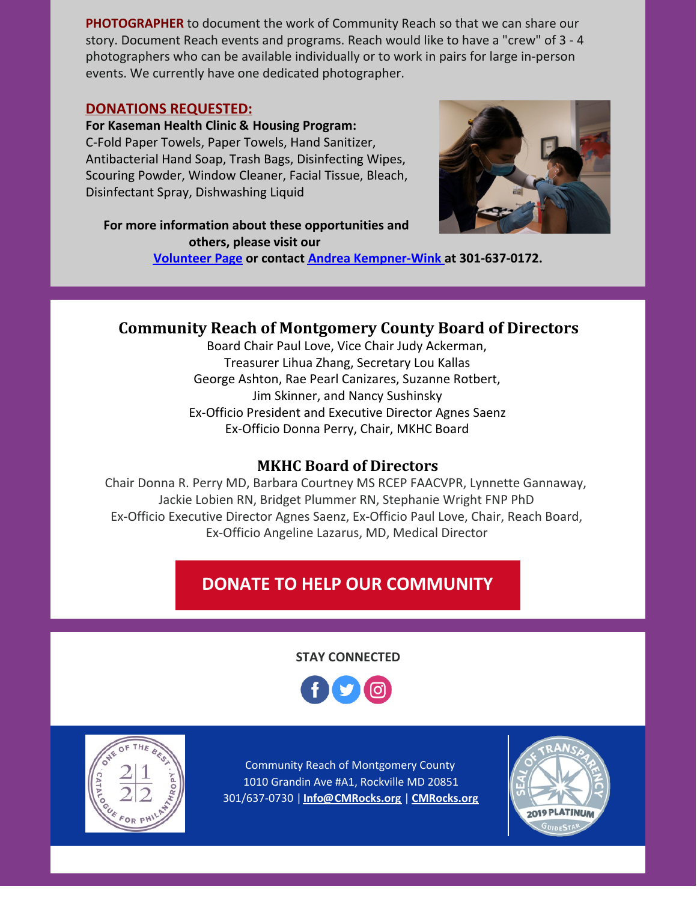**PHOTOGRAPHER** to document the work of Community Reach so that we can share our story. Document Reach events and programs. Reach would like to have a "crew" of 3 - 4 photographers who can be available individually or to work in pairs for large in-person events. We currently have one dedicated photographer.

**DONATIONS REQUESTED:**

**For Kaseman Health Clinic & Housing Program:**
C-Fold Paper Towels, Paper Towels, Hand Sanitizer, Antibacterial Hand Soap, Trash Bags, Disinfecting Wipes, Scouring Powder, Window Cleaner, Facial Tissue, Bleach, Disinfectant Spray, Dishwashing Liquid

**For more information about these opportunities and others, please visit our Volunteer Page or contact Andrea Kempner-Wink at 301-637-0172.**

## Community Reach of Montgomery County Board of Directors

Board Chair Paul Love, Vice Chair Judy Ackerman,
Treasurer Lihua Zhang, Secretary Lou Kallas
George Ashton, Rae Pearl Canizares, Suzanne Rotbert,
Jim Skinner, and Nancy Sushinsky
Ex-Officio President and Executive Director Agnes Saenz
Ex-Officio Donna Perry, Chair, MKHC Board

## MKHC Board of Directors

Chair Donna R. Perry MD, Barbara Courtney MS RCEP FAACVPR, Lynnette Gannaway, Jackie Lobien RN, Bridget Plummer RN, Stephanie Wright FNP PhD
Ex-Officio Executive Director Agnes Saenz, Ex-Officio Paul Love, Chair, Reach Board,
Ex-Officio Angeline Lazarus, MD, Medical Director

**DONATE TO HELP OUR COMMUNITY**

**STAY CONNECTED**

Community Reach of Montgomery County
1010 Grandin Ave #A1, Rockville MD 20851
301/637-0730 | **Info@CMRocks.org** | **CMRocks.org**